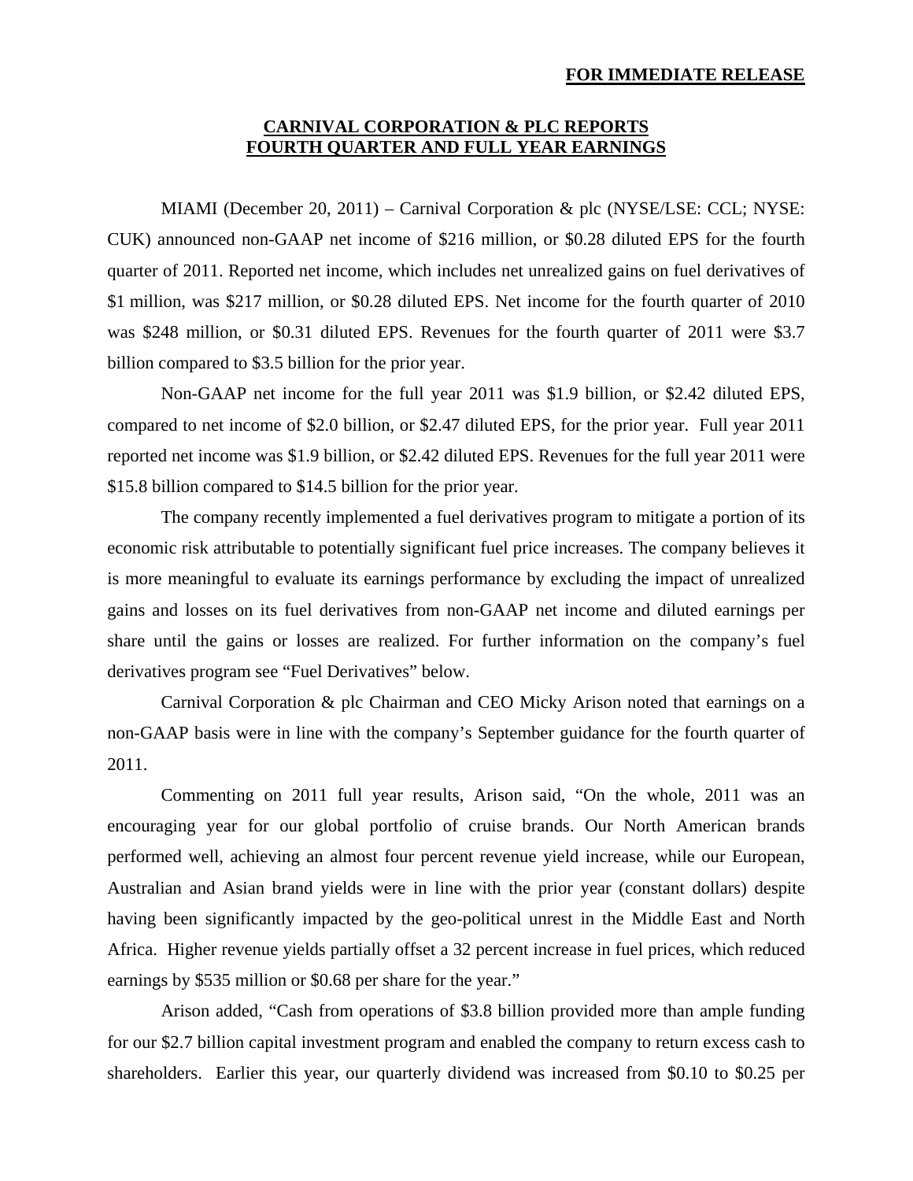**FOR IMMEDIATE RELEASE**

# CARNIVAL CORPORATION & PLC REPORTS FOURTH QUARTER AND FULL YEAR EARNINGS

MIAMI (December 20, 2011) – Carnival Corporation & plc (NYSE/LSE: CCL; NYSE: CUK) announced non-GAAP net income of $216 million, or $0.28 diluted EPS for the fourth quarter of 2011. Reported net income, which includes net unrealized gains on fuel derivatives of $1 million, was $217 million, or $0.28 diluted EPS. Net income for the fourth quarter of 2010 was $248 million, or $0.31 diluted EPS. Revenues for the fourth quarter of 2011 were $3.7 billion compared to $3.5 billion for the prior year.

Non-GAAP net income for the full year 2011 was $1.9 billion, or $2.42 diluted EPS, compared to net income of $2.0 billion, or $2.47 diluted EPS, for the prior year. Full year 2011 reported net income was $1.9 billion, or $2.42 diluted EPS. Revenues for the full year 2011 were $15.8 billion compared to $14.5 billion for the prior year.

The company recently implemented a fuel derivatives program to mitigate a portion of its economic risk attributable to potentially significant fuel price increases. The company believes it is more meaningful to evaluate its earnings performance by excluding the impact of unrealized gains and losses on its fuel derivatives from non-GAAP net income and diluted earnings per share until the gains or losses are realized. For further information on the company's fuel derivatives program see "Fuel Derivatives" below.

Carnival Corporation & plc Chairman and CEO Micky Arison noted that earnings on a non-GAAP basis were in line with the company's September guidance for the fourth quarter of 2011.

Commenting on 2011 full year results, Arison said, "On the whole, 2011 was an encouraging year for our global portfolio of cruise brands. Our North American brands performed well, achieving an almost four percent revenue yield increase, while our European, Australian and Asian brand yields were in line with the prior year (constant dollars) despite having been significantly impacted by the geo-political unrest in the Middle East and North Africa. Higher revenue yields partially offset a 32 percent increase in fuel prices, which reduced earnings by $535 million or $0.68 per share for the year."

Arison added, "Cash from operations of $3.8 billion provided more than ample funding for our $2.7 billion capital investment program and enabled the company to return excess cash to shareholders. Earlier this year, our quarterly dividend was increased from $0.10 to $0.25 per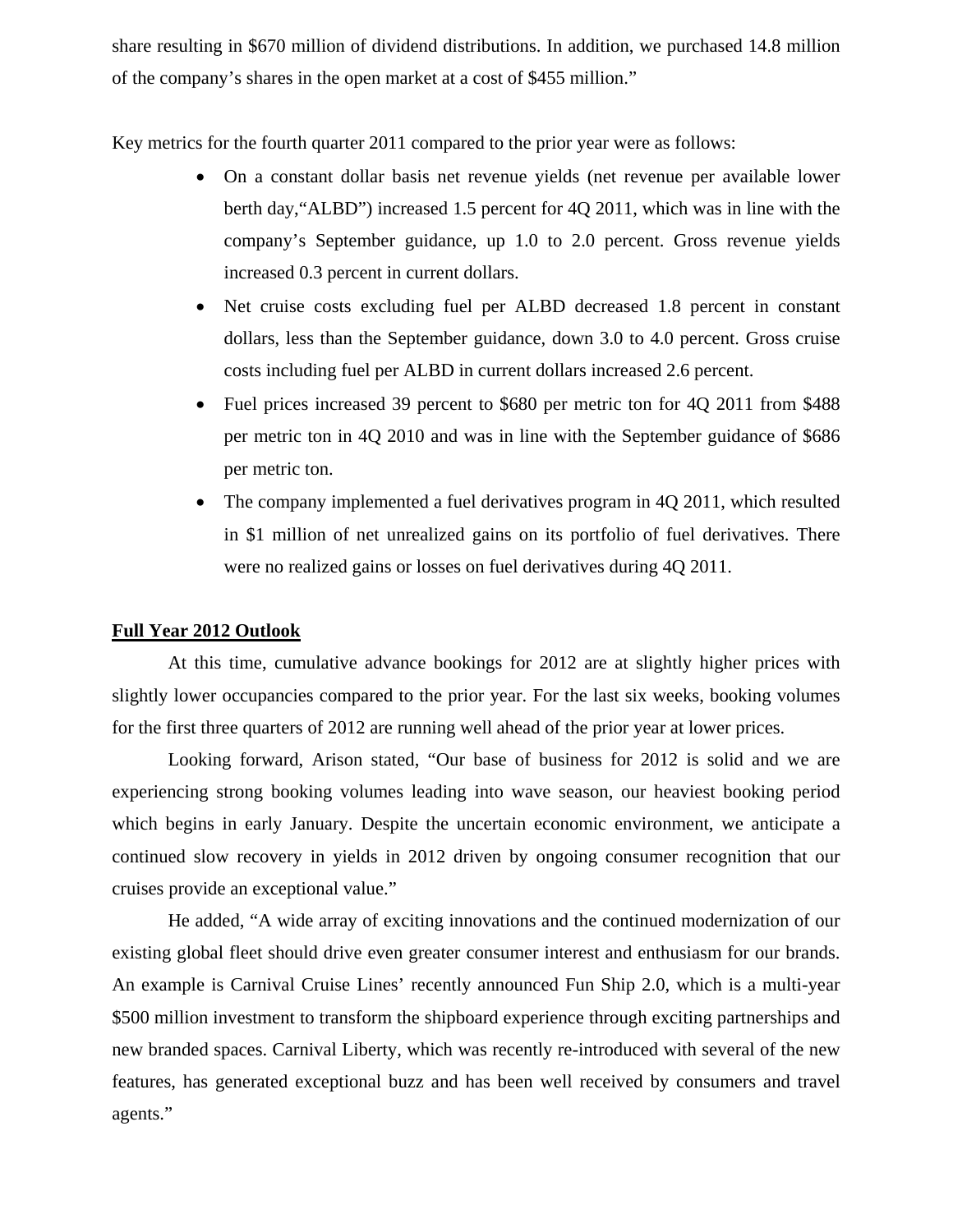share resulting in $670 million of dividend distributions. In addition, we purchased 14.8 million of the company's shares in the open market at a cost of $455 million."

Key metrics for the fourth quarter 2011 compared to the prior year were as follows:

- On a constant dollar basis net revenue yields (net revenue per available lower berth day,"ALBD") increased 1.5 percent for 4Q 2011, which was in line with the company's September guidance, up 1.0 to 2.0 percent. Gross revenue yields increased 0.3 percent in current dollars.
- Net cruise costs excluding fuel per ALBD decreased 1.8 percent in constant dollars, less than the September guidance, down 3.0 to 4.0 percent. Gross cruise costs including fuel per ALBD in current dollars increased 2.6 percent.
- Fuel prices increased 39 percent to $680 per metric ton for 4Q 2011 from $488 per metric ton in 4Q 2010 and was in line with the September guidance of $686 per metric ton.
- The company implemented a fuel derivatives program in 4Q 2011, which resulted in $1 million of net unrealized gains on its portfolio of fuel derivatives. There were no realized gains or losses on fuel derivatives during 4Q 2011.

**Full Year 2012 Outlook**

At this time, cumulative advance bookings for 2012 are at slightly higher prices with slightly lower occupancies compared to the prior year. For the last six weeks, booking volumes for the first three quarters of 2012 are running well ahead of the prior year at lower prices.

Looking forward, Arison stated, "Our base of business for 2012 is solid and we are experiencing strong booking volumes leading into wave season, our heaviest booking period which begins in early January. Despite the uncertain economic environment, we anticipate a continued slow recovery in yields in 2012 driven by ongoing consumer recognition that our cruises provide an exceptional value."

He added, "A wide array of exciting innovations and the continued modernization of our existing global fleet should drive even greater consumer interest and enthusiasm for our brands. An example is Carnival Cruise Lines' recently announced Fun Ship 2.0, which is a multi-year $500 million investment to transform the shipboard experience through exciting partnerships and new branded spaces. Carnival Liberty, which was recently re-introduced with several of the new features, has generated exceptional buzz and has been well received by consumers and travel agents."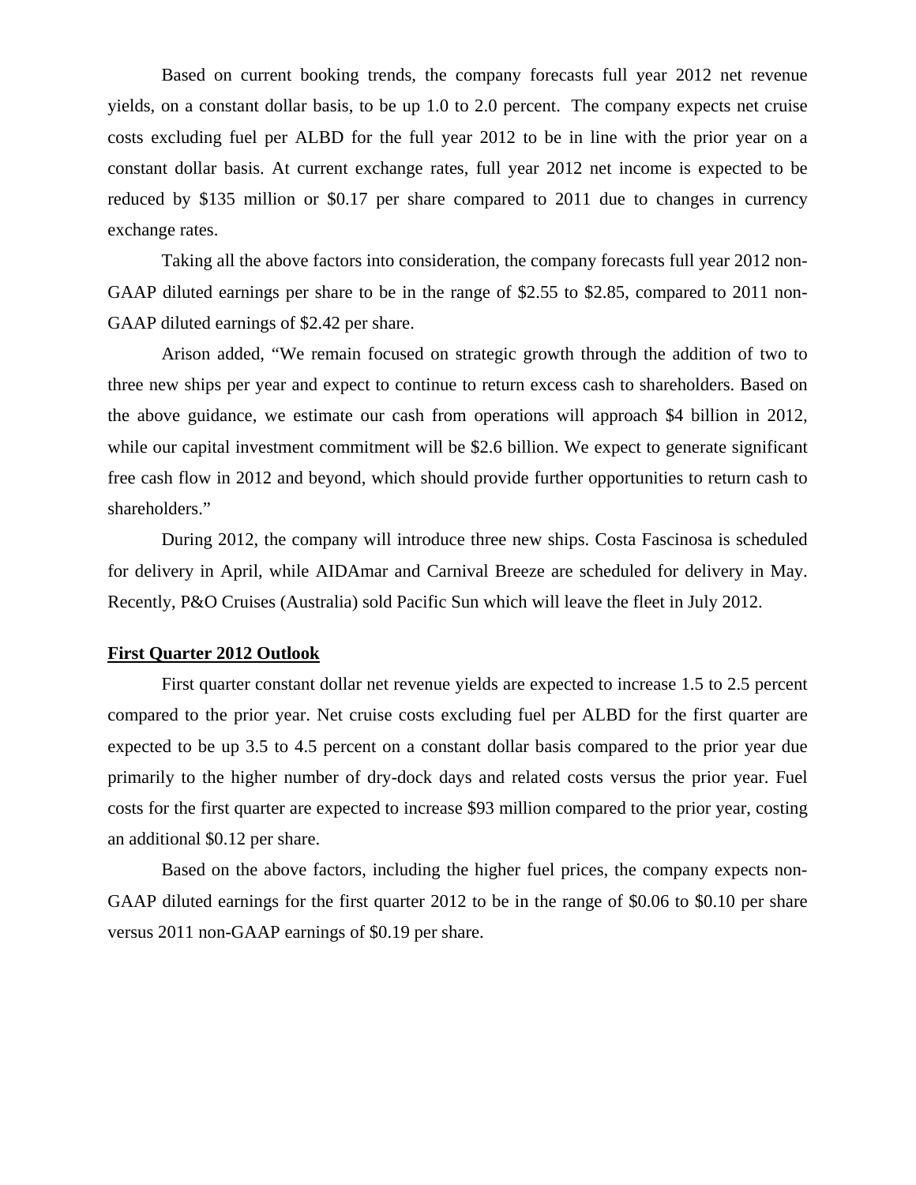Based on current booking trends, the company forecasts full year 2012 net revenue yields, on a constant dollar basis, to be up 1.0 to 2.0 percent. The company expects net cruise costs excluding fuel per ALBD for the full year 2012 to be in line with the prior year on a constant dollar basis. At current exchange rates, full year 2012 net income is expected to be reduced by $135 million or $0.17 per share compared to 2011 due to changes in currency exchange rates.

Taking all the above factors into consideration, the company forecasts full year 2012 non-GAAP diluted earnings per share to be in the range of $2.55 to $2.85, compared to 2011 non-GAAP diluted earnings of $2.42 per share.

Arison added, "We remain focused on strategic growth through the addition of two to three new ships per year and expect to continue to return excess cash to shareholders. Based on the above guidance, we estimate our cash from operations will approach $4 billion in 2012, while our capital investment commitment will be $2.6 billion. We expect to generate significant free cash flow in 2012 and beyond, which should provide further opportunities to return cash to shareholders."

During 2012, the company will introduce three new ships. Costa Fascinosa is scheduled for delivery in April, while AIDAmar and Carnival Breeze are scheduled for delivery in May. Recently, P&O Cruises (Australia) sold Pacific Sun which will leave the fleet in July 2012.

**First Quarter 2012 Outlook**

First quarter constant dollar net revenue yields are expected to increase 1.5 to 2.5 percent compared to the prior year. Net cruise costs excluding fuel per ALBD for the first quarter are expected to be up 3.5 to 4.5 percent on a constant dollar basis compared to the prior year due primarily to the higher number of dry-dock days and related costs versus the prior year. Fuel costs for the first quarter are expected to increase $93 million compared to the prior year, costing an additional $0.12 per share.

Based on the above factors, including the higher fuel prices, the company expects non-GAAP diluted earnings for the first quarter 2012 to be in the range of $0.06 to $0.10 per share versus 2011 non-GAAP earnings of $0.19 per share.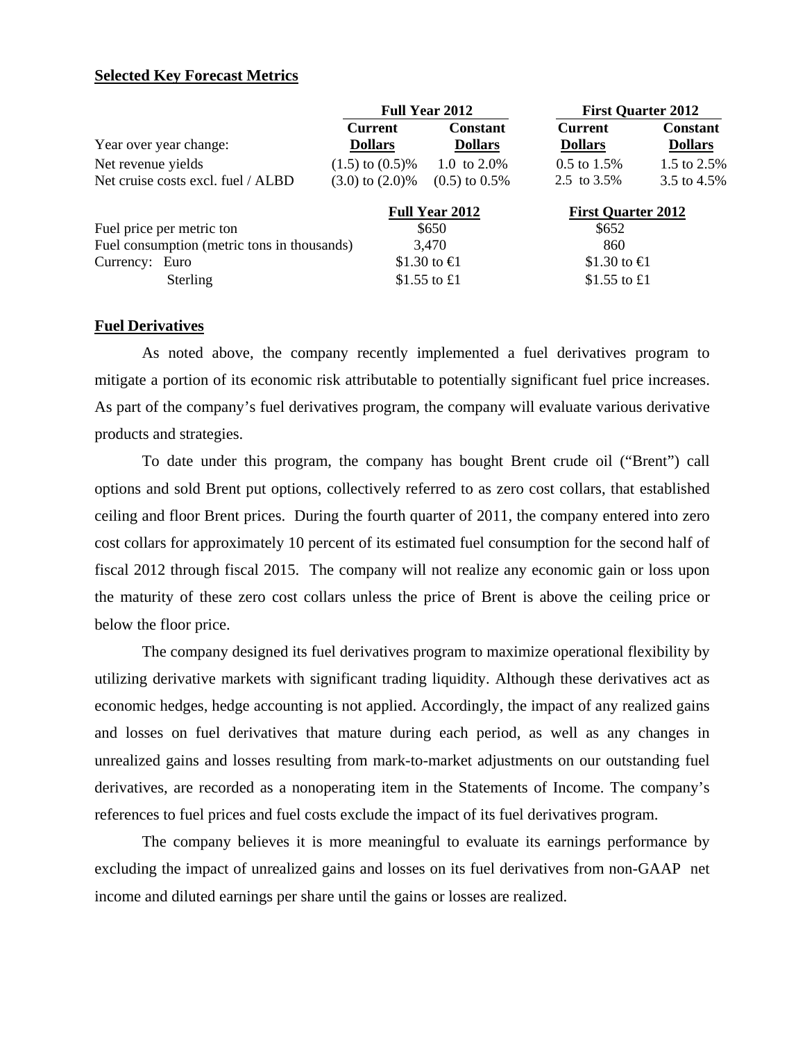### Selected Key Forecast Metrics

| Year over year change: | Full Year 2012 Current Dollars | Full Year 2012 Constant Dollars | First Quarter 2012 Current Dollars | First Quarter 2012 Constant Dollars |
|---|---|---|---|---|
| Net revenue yields | (1.5) to (0.5)% | 1.0 to 2.0% | 0.5 to 1.5% | 1.5 to 2.5% |
| Net cruise costs excl. fuel / ALBD | (3.0) to (2.0)% | (0.5) to 0.5% | 2.5 to 3.5% | 3.5 to 4.5% |

| | Full Year 2012 | First Quarter 2012 |
|---|---|---|
| Fuel price per metric ton | $650 | $652 |
| Fuel consumption (metric tons in thousands) | 3,470 | 860 |
| Currency: Euro | $1.30 to €1 | $1.30 to €1 |
| Sterling | $1.55 to £1 | $1.55 to £1 |

### Fuel Derivatives

As noted above, the company recently implemented a fuel derivatives program to mitigate a portion of its economic risk attributable to potentially significant fuel price increases. As part of the company's fuel derivatives program, the company will evaluate various derivative products and strategies.

To date under this program, the company has bought Brent crude oil ("Brent") call options and sold Brent put options, collectively referred to as zero cost collars, that established ceiling and floor Brent prices. During the fourth quarter of 2011, the company entered into zero cost collars for approximately 10 percent of its estimated fuel consumption for the second half of fiscal 2012 through fiscal 2015. The company will not realize any economic gain or loss upon the maturity of these zero cost collars unless the price of Brent is above the ceiling price or below the floor price.

The company designed its fuel derivatives program to maximize operational flexibility by utilizing derivative markets with significant trading liquidity. Although these derivatives act as economic hedges, hedge accounting is not applied. Accordingly, the impact of any realized gains and losses on fuel derivatives that mature during each period, as well as any changes in unrealized gains and losses resulting from mark-to-market adjustments on our outstanding fuel derivatives, are recorded as a nonoperating item in the Statements of Income. The company's references to fuel prices and fuel costs exclude the impact of its fuel derivatives program.

The company believes it is more meaningful to evaluate its earnings performance by excluding the impact of unrealized gains and losses on its fuel derivatives from non-GAAP net income and diluted earnings per share until the gains or losses are realized.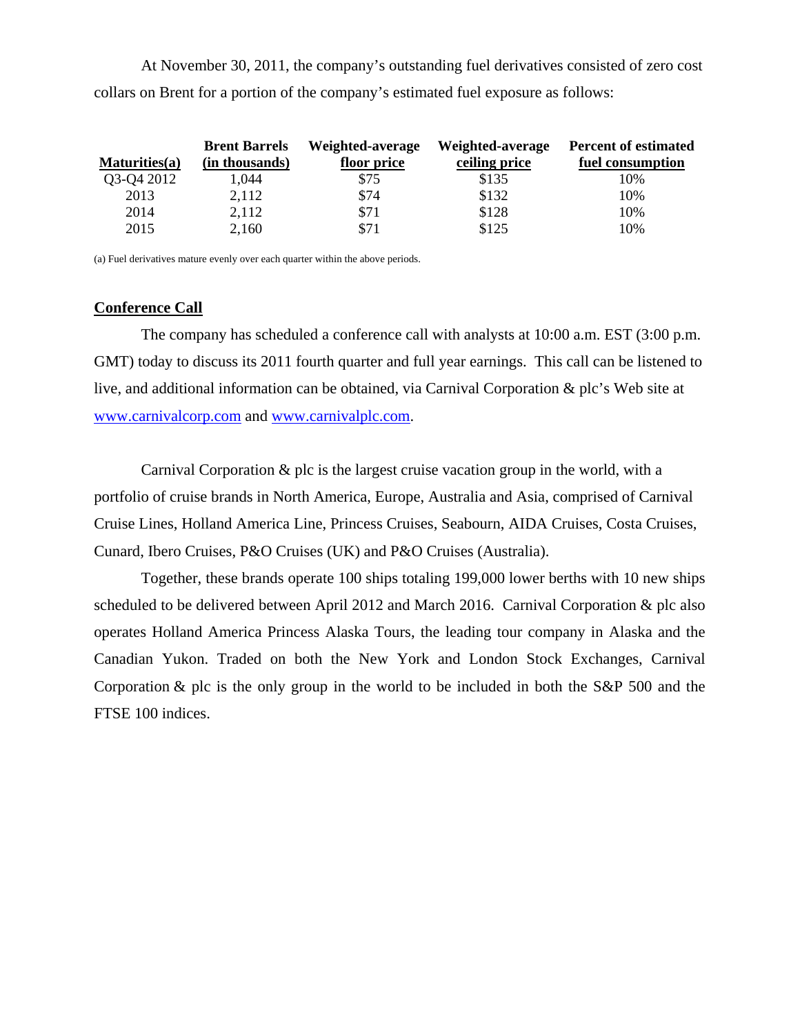At November 30, 2011, the company's outstanding fuel derivatives consisted of zero cost collars on Brent for a portion of the company's estimated fuel exposure as follows:

| Maturities(a) | Brent Barrels (in thousands) | Weighted-average floor price | Weighted-average ceiling price | Percent of estimated fuel consumption |
|---|---|---|---|---|
| Q3-Q4 2012 | 1,044 | $75 | $135 | 10% |
| 2013 | 2,112 | $74 | $132 | 10% |
| 2014 | 2,112 | $71 | $128 | 10% |
| 2015 | 2,160 | $71 | $125 | 10% |

(a) Fuel derivatives mature evenly over each quarter within the above periods.

## Conference Call

The company has scheduled a conference call with analysts at 10:00 a.m. EST (3:00 p.m. GMT) today to discuss its 2011 fourth quarter and full year earnings. This call can be listened to live, and additional information can be obtained, via Carnival Corporation & plc's Web site at www.carnivalcorp.com and www.carnivalplc.com.

Carnival Corporation & plc is the largest cruise vacation group in the world, with a portfolio of cruise brands in North America, Europe, Australia and Asia, comprised of Carnival Cruise Lines, Holland America Line, Princess Cruises, Seabourn, AIDA Cruises, Costa Cruises, Cunard, Ibero Cruises, P&O Cruises (UK) and P&O Cruises (Australia).

Together, these brands operate 100 ships totaling 199,000 lower berths with 10 new ships scheduled to be delivered between April 2012 and March 2016. Carnival Corporation & plc also operates Holland America Princess Alaska Tours, the leading tour company in Alaska and the Canadian Yukon. Traded on both the New York and London Stock Exchanges, Carnival Corporation & plc is the only group in the world to be included in both the S&P 500 and the FTSE 100 indices.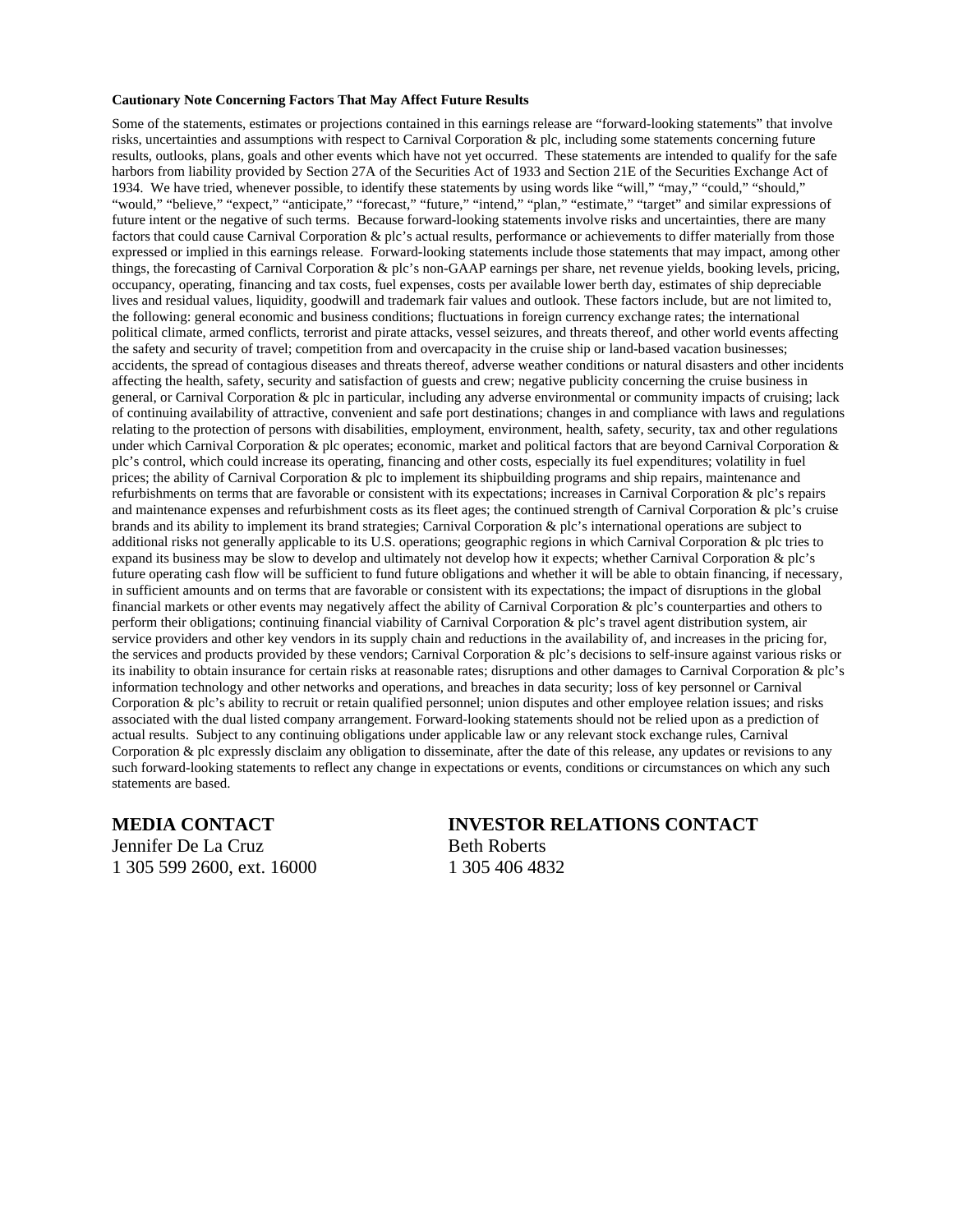**Cautionary Note Concerning Factors That May Affect Future Results**

Some of the statements, estimates or projections contained in this earnings release are "forward-looking statements" that involve risks, uncertainties and assumptions with respect to Carnival Corporation & plc, including some statements concerning future results, outlooks, plans, goals and other events which have not yet occurred. These statements are intended to qualify for the safe harbors from liability provided by Section 27A of the Securities Act of 1933 and Section 21E of the Securities Exchange Act of 1934. We have tried, whenever possible, to identify these statements by using words like "will," "may," "could," "should," "would," "believe," "expect," "anticipate," "forecast," "future," "intend," "plan," "estimate," "target" and similar expressions of future intent or the negative of such terms. Because forward-looking statements involve risks and uncertainties, there are many factors that could cause Carnival Corporation & plc's actual results, performance or achievements to differ materially from those expressed or implied in this earnings release. Forward-looking statements include those statements that may impact, among other things, the forecasting of Carnival Corporation & plc's non-GAAP earnings per share, net revenue yields, booking levels, pricing, occupancy, operating, financing and tax costs, fuel expenses, costs per available lower berth day, estimates of ship depreciable lives and residual values, liquidity, goodwill and trademark fair values and outlook. These factors include, but are not limited to, the following: general economic and business conditions; fluctuations in foreign currency exchange rates; the international political climate, armed conflicts, terrorist and pirate attacks, vessel seizures, and threats thereof, and other world events affecting the safety and security of travel; competition from and overcapacity in the cruise ship or land-based vacation businesses; accidents, the spread of contagious diseases and threats thereof, adverse weather conditions or natural disasters and other incidents affecting the health, safety, security and satisfaction of guests and crew; negative publicity concerning the cruise business in general, or Carnival Corporation & plc in particular, including any adverse environmental or community impacts of cruising; lack of continuing availability of attractive, convenient and safe port destinations; changes in and compliance with laws and regulations relating to the protection of persons with disabilities, employment, environment, health, safety, security, tax and other regulations under which Carnival Corporation & plc operates; economic, market and political factors that are beyond Carnival Corporation & plc's control, which could increase its operating, financing and other costs, especially its fuel expenditures; volatility in fuel prices; the ability of Carnival Corporation & plc to implement its shipbuilding programs and ship repairs, maintenance and refurbishments on terms that are favorable or consistent with its expectations; increases in Carnival Corporation & plc's repairs and maintenance expenses and refurbishment costs as its fleet ages; the continued strength of Carnival Corporation & plc's cruise brands and its ability to implement its brand strategies; Carnival Corporation & plc's international operations are subject to additional risks not generally applicable to its U.S. operations; geographic regions in which Carnival Corporation & plc tries to expand its business may be slow to develop and ultimately not develop how it expects; whether Carnival Corporation & plc's future operating cash flow will be sufficient to fund future obligations and whether it will be able to obtain financing, if necessary, in sufficient amounts and on terms that are favorable or consistent with its expectations; the impact of disruptions in the global financial markets or other events may negatively affect the ability of Carnival Corporation & plc's counterparties and others to perform their obligations; continuing financial viability of Carnival Corporation & plc's travel agent distribution system, air service providers and other key vendors in its supply chain and reductions in the availability of, and increases in the pricing for, the services and products provided by these vendors; Carnival Corporation & plc's decisions to self-insure against various risks or its inability to obtain insurance for certain risks at reasonable rates; disruptions and other damages to Carnival Corporation & plc's information technology and other networks and operations, and breaches in data security; loss of key personnel or Carnival Corporation & plc's ability to recruit or retain qualified personnel; union disputes and other employee relation issues; and risks associated with the dual listed company arrangement. Forward-looking statements should not be relied upon as a prediction of actual results. Subject to any continuing obligations under applicable law or any relevant stock exchange rules, Carnival Corporation & plc expressly disclaim any obligation to disseminate, after the date of this release, any updates or revisions to any such forward-looking statements to reflect any change in expectations or events, conditions or circumstances on which any such statements are based.

**MEDIA CONTACT**
Jennifer De La Cruz
1 305 599 2600, ext. 16000

**INVESTOR RELATIONS CONTACT**
Beth Roberts
1 305 406 4832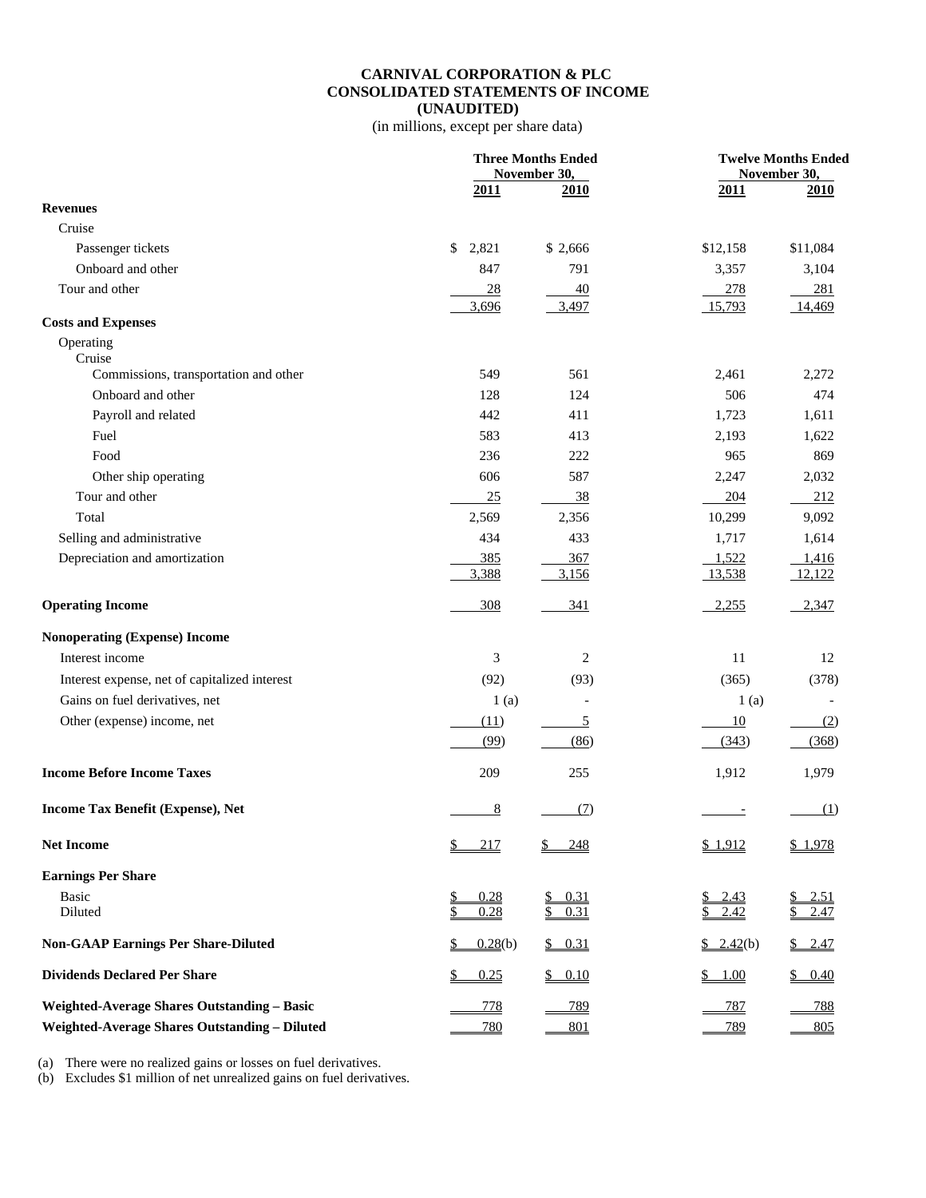# CARNIVAL CORPORATION & PLC
## CONSOLIDATED STATEMENTS OF INCOME
### (UNAUDITED)

(in millions, except per share data)

| | Three Months Ended November 30, | | Twelve Months Ended November 30, | |
|---|---|---|---|---|
| | 2011 | 2010 | 2011 | 2010 |
| **Revenues** | | | | |
| Cruise | | | | |
| Passenger tickets | $ 2,821 | $ 2,666 | $12,158 | $11,084 |
| Onboard and other | 847 | 791 | 3,357 | 3,104 |
| Tour and other | 28 | 40 | 278 | 281 |
| | 3,696 | 3,497 | 15,793 | 14,469 |
| **Costs and Expenses** | | | | |
| Operating | | | | |
| Cruise | | | | |
| Commissions, transportation and other | 549 | 561 | 2,461 | 2,272 |
| Onboard and other | 128 | 124 | 506 | 474 |
| Payroll and related | 442 | 411 | 1,723 | 1,611 |
| Fuel | 583 | 413 | 2,193 | 1,622 |
| Food | 236 | 222 | 965 | 869 |
| Other ship operating | 606 | 587 | 2,247 | 2,032 |
| Tour and other | 25 | 38 | 204 | 212 |
| Total | 2,569 | 2,356 | 10,299 | 9,092 |
| Selling and administrative | 434 | 433 | 1,717 | 1,614 |
| Depreciation and amortization | 385 | 367 | 1,522 | 1,416 |
| | 3,388 | 3,156 | 13,538 | 12,122 |
| **Operating Income** | 308 | 341 | 2,255 | 2,347 |
| **Nonoperating (Expense) Income** | | | | |
| Interest income | 3 | 2 | 11 | 12 |
| Interest expense, net of capitalized interest | (92) | (93) | (365) | (378) |
| Gains on fuel derivatives, net | 1 (a) | - | 1 (a) | - |
| Other (expense) income, net | (11) | 5 | 10 | (2) |
| | (99) | (86) | (343) | (368) |
| **Income Before Income Taxes** | 209 | 255 | 1,912 | 1,979 |
| **Income Tax Benefit (Expense), Net** | 8 | (7) | - | (1) |
| **Net Income** | $ 217 | $ 248 | $ 1,912 | $ 1,978 |
| **Earnings Per Share** | | | | |
| Basic | $ 0.28 | $ 0.31 | $ 2.43 | $ 2.51 |
| Diluted | $ 0.28 | $ 0.31 | $ 2.42 | $ 2.47 |
| **Non-GAAP Earnings Per Share-Diluted** | $ 0.28(b) | $ 0.31 | $ 2.42(b) | $ 2.47 |
| **Dividends Declared Per Share** | $ 0.25 | $ 0.10 | $ 1.00 | $ 0.40 |
| **Weighted-Average Shares Outstanding – Basic** | 778 | 789 | 787 | 788 |
| **Weighted-Average Shares Outstanding – Diluted** | 780 | 801 | 789 | 805 |

(a) There were no realized gains or losses on fuel derivatives.
(b) Excludes $1 million of net unrealized gains on fuel derivatives.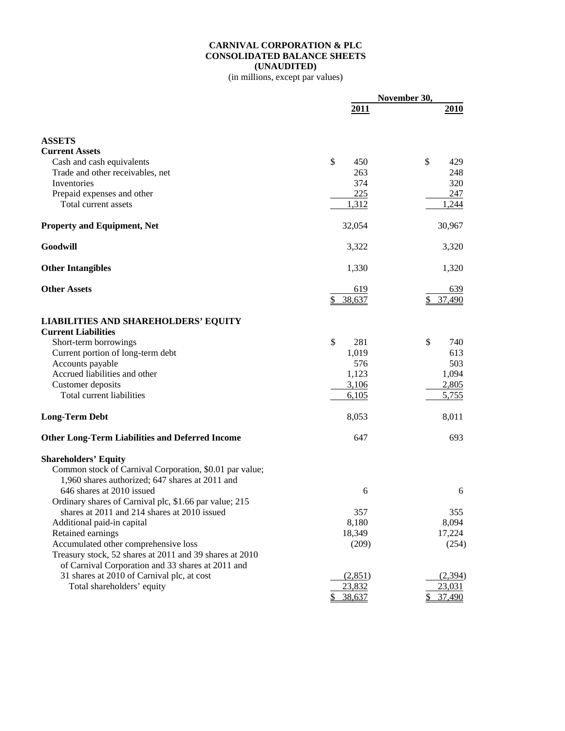# CARNIVAL CORPORATION & PLC
## CONSOLIDATED BALANCE SHEETS
### (UNAUDITED)

(in millions, except par values)

| | November 30, 2011 | November 30, 2010 |
|---|---|---|
| **ASSETS** | | |
| **Current Assets** | | |
| Cash and cash equivalents | $ 450 | $ 429 |
| Trade and other receivables, net | 263 | 248 |
| Inventories | 374 | 320 |
| Prepaid expenses and other | 225 | 247 |
| Total current assets | 1,312 | 1,244 |
| **Property and Equipment, Net** | 32,054 | 30,967 |
| **Goodwill** | 3,322 | 3,320 |
| **Other Intangibles** | 1,330 | 1,320 |
| **Other Assets** | 619 | 639 |
| | $ 38,637 | $ 37,490 |
| **LIABILITIES AND SHAREHOLDERS' EQUITY** | | |
| **Current Liabilities** | | |
| Short-term borrowings | $ 281 | $ 740 |
| Current portion of long-term debt | 1,019 | 613 |
| Accounts payable | 576 | 503 |
| Accrued liabilities and other | 1,123 | 1,094 |
| Customer deposits | 3,106 | 2,805 |
| Total current liabilities | 6,105 | 5,755 |
| **Long-Term Debt** | 8,053 | 8,011 |
| **Other Long-Term Liabilities and Deferred Income** | 647 | 693 |
| **Shareholders' Equity** | | |
| Common stock of Carnival Corporation, $0.01 par value; 1,960 shares authorized; 647 shares at 2011 and 646 shares at 2010 issued | 6 | 6 |
| Ordinary shares of Carnival plc, $1.66 par value; 215 shares at 2011 and 214 shares at 2010 issued | 357 | 355 |
| Additional paid-in capital | 8,180 | 8,094 |
| Retained earnings | 18,349 | 17,224 |
| Accumulated other comprehensive loss | (209) | (254) |
| Treasury stock, 52 shares at 2011 and 39 shares at 2010 of Carnival Corporation and 33 shares at 2011 and 31 shares at 2010 of Carnival plc, at cost | (2,851) | (2,394) |
| Total shareholders' equity | 23,832 | 23,031 |
| | $ 38,637 | $ 37,490 |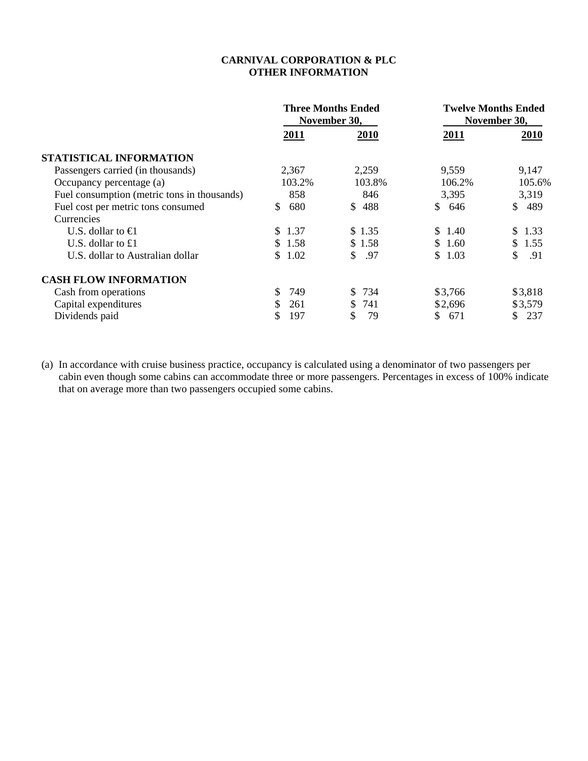# CARNIVAL CORPORATION & PLC
## OTHER INFORMATION

| | Three Months Ended November 30, | | Twelve Months Ended November 30, | |
|---|---|---|---|---|
| | **2011** | **2010** | **2011** | **2010** |
| **STATISTICAL INFORMATION** | | | | |
| Passengers carried (in thousands) | 2,367 | 2,259 | 9,559 | 9,147 |
| Occupancy percentage (a) | 103.2% | 103.8% | 106.2% | 105.6% |
| Fuel consumption (metric tons in thousands) | 858 | 846 | 3,395 | 3,319 |
| Fuel cost per metric tons consumed | $ 680 | $ 488 | $ 646 | $ 489 |
| Currencies | | | | |
| U.S. dollar to €1 | $ 1.37 | $ 1.35 | $ 1.40 | $ 1.33 |
| U.S. dollar to £1 | $ 1.58 | $ 1.58 | $ 1.60 | $ 1.55 |
| U.S. dollar to Australian dollar | $ 1.02 | $ .97 | $ 1.03 | $ .91 |
| **CASH FLOW INFORMATION** | | | | |
| Cash from operations | $ 749 | $ 734 | $3,766 | $3,818 |
| Capital expenditures | $ 261 | $ 741 | $2,696 | $3,579 |
| Dividends paid | $ 197 | $ 79 | $ 671 | $ 237 |

(a) In accordance with cruise business practice, occupancy is calculated using a denominator of two passengers per cabin even though some cabins can accommodate three or more passengers. Percentages in excess of 100% indicate that on average more than two passengers occupied some cabins.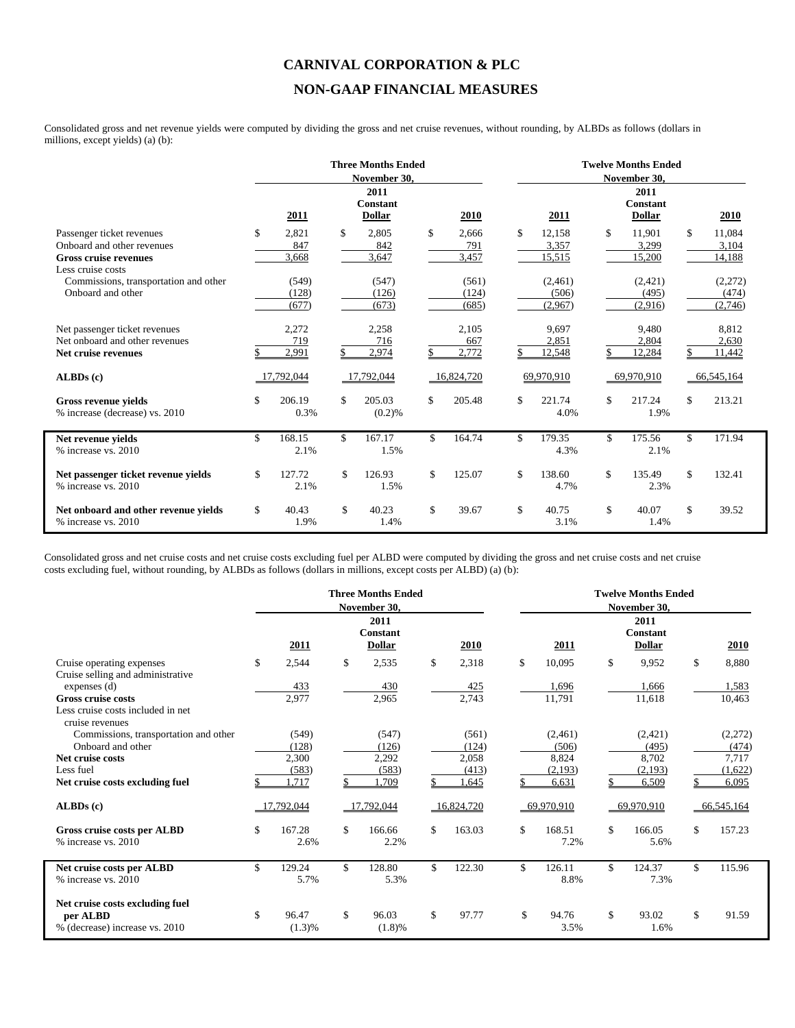# CARNIVAL CORPORATION & PLC

## NON-GAAP FINANCIAL MEASURES

Consolidated gross and net revenue yields were computed by dividing the gross and net cruise revenues, without rounding, by ALBDs as follows (dollars in millions, except yields) (a) (b):

| | Three Months Ended November 30, | | | Twelve Months Ended November 30, | | |
|---|---|---|---|---|---|---|
| | 2011 | 2011 Constant Dollar | 2010 | 2011 | 2011 Constant Dollar | 2010 |
| Passenger ticket revenues | $ 2,821 | $ 2,805 | $ 2,666 | $ 12,158 | $ 11,901 | $ 11,084 |
| Onboard and other revenues | 847 | 842 | 791 | 3,357 | 3,299 | 3,104 |
| **Gross cruise revenues** | 3,668 | 3,647 | 3,457 | 15,515 | 15,200 | 14,188 |
| Less cruise costs | | | | | | |
| Commissions, transportation and other | (549) | (547) | (561) | (2,461) | (2,421) | (2,272) |
| Onboard and other | (128) | (126) | (124) | (506) | (495) | (474) |
| | (677) | (673) | (685) | (2,967) | (2,916) | (2,746) |
| Net passenger ticket revenues | 2,272 | 2,258 | 2,105 | 9,697 | 9,480 | 8,812 |
| Net onboard and other revenues | 719 | 716 | 667 | 2,851 | 2,804 | 2,630 |
| **Net cruise revenues** | $ 2,991 | $ 2,974 | $ 2,772 | $ 12,548 | $ 12,284 | $ 11,442 |
| **ALBDs (c)** | 17,792,044 | 17,792,044 | 16,824,720 | 69,970,910 | 69,970,910 | 66,545,164 |
| **Gross revenue yields** | $ 206.19 | $ 205.03 | $ 205.48 | $ 221.74 | $ 217.24 | $ 213.21 |
| % increase (decrease) vs. 2010 | 0.3% | (0.2)% | | 4.0% | 1.9% | |
| **Net revenue yields** | $ 168.15 | $ 167.17 | $ 164.74 | $ 179.35 | $ 175.56 | $ 171.94 |
| % increase vs. 2010 | 2.1% | 1.5% | | 4.3% | 2.1% | |
| **Net passenger ticket revenue yields** | $ 127.72 | $ 126.93 | $ 125.07 | $ 138.60 | $ 135.49 | $ 132.41 |
| % increase vs. 2010 | 2.1% | 1.5% | | 4.7% | 2.3% | |
| **Net onboard and other revenue yields** | $ 40.43 | $ 40.23 | $ 39.67 | $ 40.75 | $ 40.07 | $ 39.52 |
| % increase vs. 2010 | 1.9% | 1.4% | | 3.1% | 1.4% | |

Consolidated gross and net cruise costs and net cruise costs excluding fuel per ALBD were computed by dividing the gross and net cruise costs and net cruise costs excluding fuel, without rounding, by ALBDs as follows (dollars in millions, except costs per ALBD) (a) (b):

| | Three Months Ended November 30, | | | Twelve Months Ended November 30, | | |
|---|---|---|---|---|---|---|
| | 2011 | 2011 Constant Dollar | 2010 | 2011 | 2011 Constant Dollar | 2010 |
| Cruise operating expenses | $ 2,544 | $ 2,535 | $ 2,318 | $ 10,095 | $ 9,952 | $ 8,880 |
| Cruise selling and administrative expenses (d) | 433 | 430 | 425 | 1,696 | 1,666 | 1,583 |
| **Gross cruise costs** | 2,977 | 2,965 | 2,743 | 11,791 | 11,618 | 10,463 |
| Less cruise costs included in net cruise revenues | | | | | | |
| Commissions, transportation and other | (549) | (547) | (561) | (2,461) | (2,421) | (2,272) |
| Onboard and other | (128) | (126) | (124) | (506) | (495) | (474) |
| **Net cruise costs** | 2,300 | 2,292 | 2,058 | 8,824 | 8,702 | 7,717 |
| Less fuel | (583) | (583) | (413) | (2,193) | (2,193) | (1,622) |
| **Net cruise costs excluding fuel** | $ 1,717 | $ 1,709 | $ 1,645 | $ 6,631 | $ 6,509 | $ 6,095 |
| **ALBDs (c)** | 17,792,044 | 17,792,044 | 16,824,720 | 69,970,910 | 69,970,910 | 66,545,164 |
| **Gross cruise costs per ALBD** | $ 167.28 | $ 166.66 | $ 163.03 | $ 168.51 | $ 166.05 | $ 157.23 |
| % increase vs. 2010 | 2.6% | 2.2% | | 7.2% | 5.6% | |
| **Net cruise costs per ALBD** | $ 129.24 | $ 128.80 | $ 122.30 | $ 126.11 | $ 124.37 | $ 115.96 |
| % increase vs. 2010 | 5.7% | 5.3% | | 8.8% | 7.3% | |
| **Net cruise costs excluding fuel per ALBD** | $ 96.47 | $ 96.03 | $ 97.77 | $ 94.76 | $ 93.02 | $ 91.59 |
| % (decrease) increase vs. 2010 | (1.3)% | (1.8)% | | 3.5% | 1.6% | |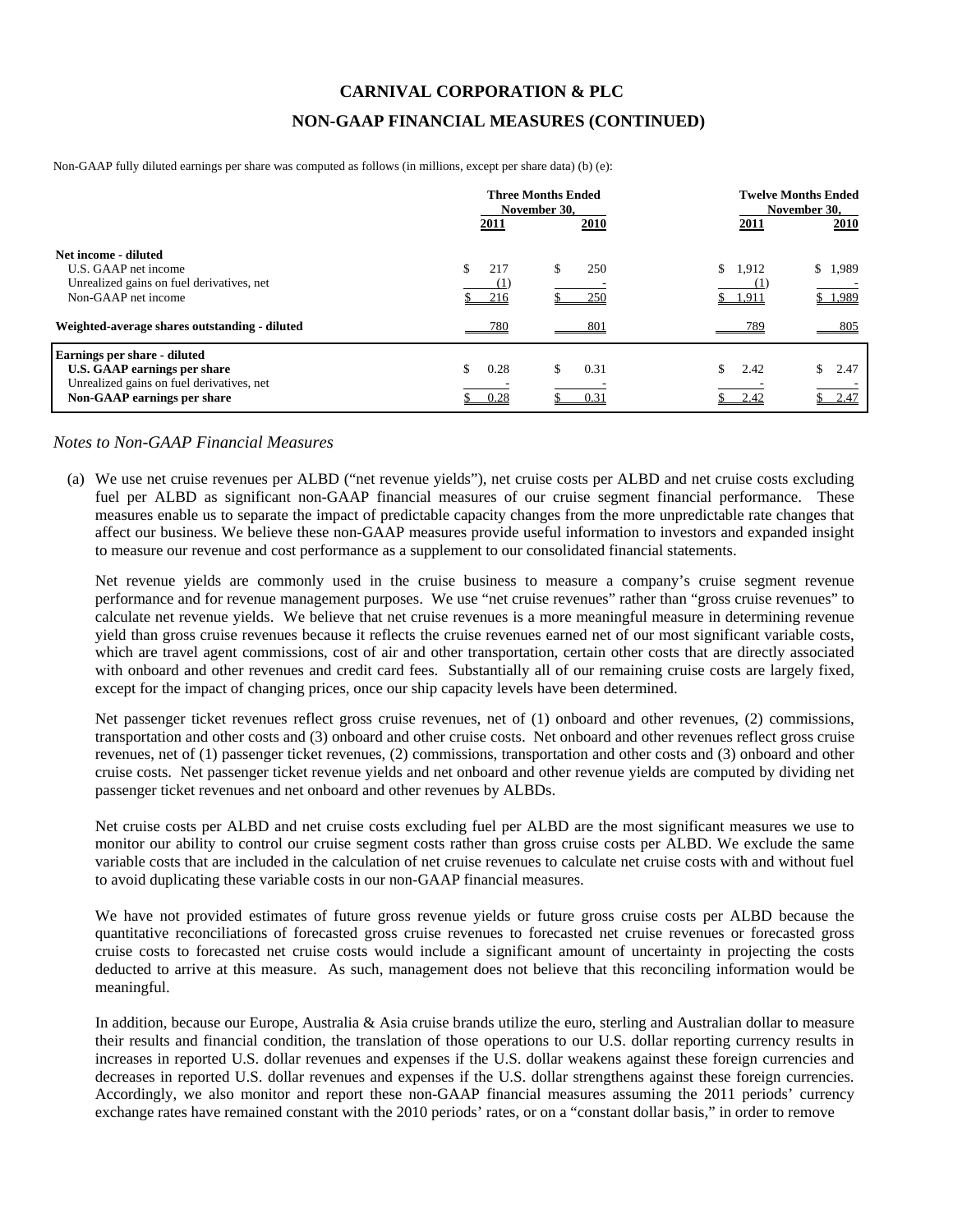# CARNIVAL CORPORATION & PLC

## NON-GAAP FINANCIAL MEASURES (CONTINUED)

Non-GAAP fully diluted earnings per share was computed as follows (in millions, except per share data) (b) (e):

| | Three Months Ended November 30, | | Twelve Months Ended November 30, | |
|---|---|---|---|---|
| | 2011 | 2010 | 2011 | 2010 |
| **Net income - diluted** | | | | |
| U.S. GAAP net income | $ 217 | $ 250 | $ 1,912 | $ 1,989 |
| Unrealized gains on fuel derivatives, net | (1) | - | (1) | - |
| Non-GAAP net income | $ 216 | $ 250 | $ 1,911 | $ 1,989 |
| **Weighted-average shares outstanding - diluted** | 780 | 801 | 789 | 805 |
| **Earnings per share - diluted** | | | | |
| **U.S. GAAP earnings per share** | $ 0.28 | $ 0.31 | $ 2.42 | $ 2.47 |
| Unrealized gains on fuel derivatives, net | - | - | - | - |
| **Non-GAAP earnings per share** | $ 0.28 | $ 0.31 | $ 2.42 | $ 2.47 |

*Notes to Non-GAAP Financial Measures*

(a) We use net cruise revenues per ALBD ("net revenue yields"), net cruise costs per ALBD and net cruise costs excluding fuel per ALBD as significant non-GAAP financial measures of our cruise segment financial performance. These measures enable us to separate the impact of predictable capacity changes from the more unpredictable rate changes that affect our business. We believe these non-GAAP measures provide useful information to investors and expanded insight to measure our revenue and cost performance as a supplement to our consolidated financial statements.

Net revenue yields are commonly used in the cruise business to measure a company's cruise segment revenue performance and for revenue management purposes. We use "net cruise revenues" rather than "gross cruise revenues" to calculate net revenue yields. We believe that net cruise revenues is a more meaningful measure in determining revenue yield than gross cruise revenues because it reflects the cruise revenues earned net of our most significant variable costs, which are travel agent commissions, cost of air and other transportation, certain other costs that are directly associated with onboard and other revenues and credit card fees. Substantially all of our remaining cruise costs are largely fixed, except for the impact of changing prices, once our ship capacity levels have been determined.

Net passenger ticket revenues reflect gross cruise revenues, net of (1) onboard and other revenues, (2) commissions, transportation and other costs and (3) onboard and other cruise costs. Net onboard and other revenues reflect gross cruise revenues, net of (1) passenger ticket revenues, (2) commissions, transportation and other costs and (3) onboard and other cruise costs. Net passenger ticket revenue yields and net onboard and other revenue yields are computed by dividing net passenger ticket revenues and net onboard and other revenues by ALBDs.

Net cruise costs per ALBD and net cruise costs excluding fuel per ALBD are the most significant measures we use to monitor our ability to control our cruise segment costs rather than gross cruise costs per ALBD. We exclude the same variable costs that are included in the calculation of net cruise revenues to calculate net cruise costs with and without fuel to avoid duplicating these variable costs in our non-GAAP financial measures.

We have not provided estimates of future gross revenue yields or future gross cruise costs per ALBD because the quantitative reconciliations of forecasted gross cruise revenues to forecasted net cruise revenues or forecasted gross cruise costs to forecasted net cruise costs would include a significant amount of uncertainty in projecting the costs deducted to arrive at this measure. As such, management does not believe that this reconciling information would be meaningful.

In addition, because our Europe, Australia & Asia cruise brands utilize the euro, sterling and Australian dollar to measure their results and financial condition, the translation of those operations to our U.S. dollar reporting currency results in increases in reported U.S. dollar revenues and expenses if the U.S. dollar weakens against these foreign currencies and decreases in reported U.S. dollar revenues and expenses if the U.S. dollar strengthens against these foreign currencies. Accordingly, we also monitor and report these non-GAAP financial measures assuming the 2011 periods' currency exchange rates have remained constant with the 2010 periods' rates, or on a "constant dollar basis," in order to remove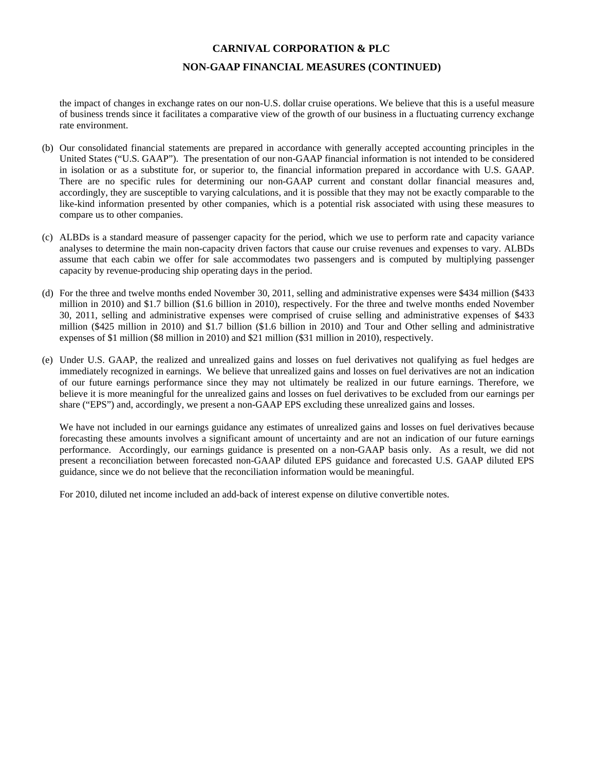# CARNIVAL CORPORATION & PLC

## NON-GAAP FINANCIAL MEASURES (CONTINUED)

the impact of changes in exchange rates on our non-U.S. dollar cruise operations. We believe that this is a useful measure of business trends since it facilitates a comparative view of the growth of our business in a fluctuating currency exchange rate environment.

(b) Our consolidated financial statements are prepared in accordance with generally accepted accounting principles in the United States ("U.S. GAAP"). The presentation of our non-GAAP financial information is not intended to be considered in isolation or as a substitute for, or superior to, the financial information prepared in accordance with U.S. GAAP. There are no specific rules for determining our non-GAAP current and constant dollar financial measures and, accordingly, they are susceptible to varying calculations, and it is possible that they may not be exactly comparable to the like-kind information presented by other companies, which is a potential risk associated with using these measures to compare us to other companies.

(c) ALBDs is a standard measure of passenger capacity for the period, which we use to perform rate and capacity variance analyses to determine the main non-capacity driven factors that cause our cruise revenues and expenses to vary. ALBDs assume that each cabin we offer for sale accommodates two passengers and is computed by multiplying passenger capacity by revenue-producing ship operating days in the period.

(d) For the three and twelve months ended November 30, 2011, selling and administrative expenses were $434 million ($433 million in 2010) and $1.7 billion ($1.6 billion in 2010), respectively. For the three and twelve months ended November 30, 2011, selling and administrative expenses were comprised of cruise selling and administrative expenses of $433 million ($425 million in 2010) and $1.7 billion ($1.6 billion in 2010) and Tour and Other selling and administrative expenses of $1 million ($8 million in 2010) and $21 million ($31 million in 2010), respectively.

(e) Under U.S. GAAP, the realized and unrealized gains and losses on fuel derivatives not qualifying as fuel hedges are immediately recognized in earnings. We believe that unrealized gains and losses on fuel derivatives are not an indication of our future earnings performance since they may not ultimately be realized in our future earnings. Therefore, we believe it is more meaningful for the unrealized gains and losses on fuel derivatives to be excluded from our earnings per share ("EPS") and, accordingly, we present a non-GAAP EPS excluding these unrealized gains and losses.

We have not included in our earnings guidance any estimates of unrealized gains and losses on fuel derivatives because forecasting these amounts involves a significant amount of uncertainty and are not an indication of our future earnings performance. Accordingly, our earnings guidance is presented on a non-GAAP basis only. As a result, we did not present a reconciliation between forecasted non-GAAP diluted EPS guidance and forecasted U.S. GAAP diluted EPS guidance, since we do not believe that the reconciliation information would be meaningful.

For 2010, diluted net income included an add-back of interest expense on dilutive convertible notes.